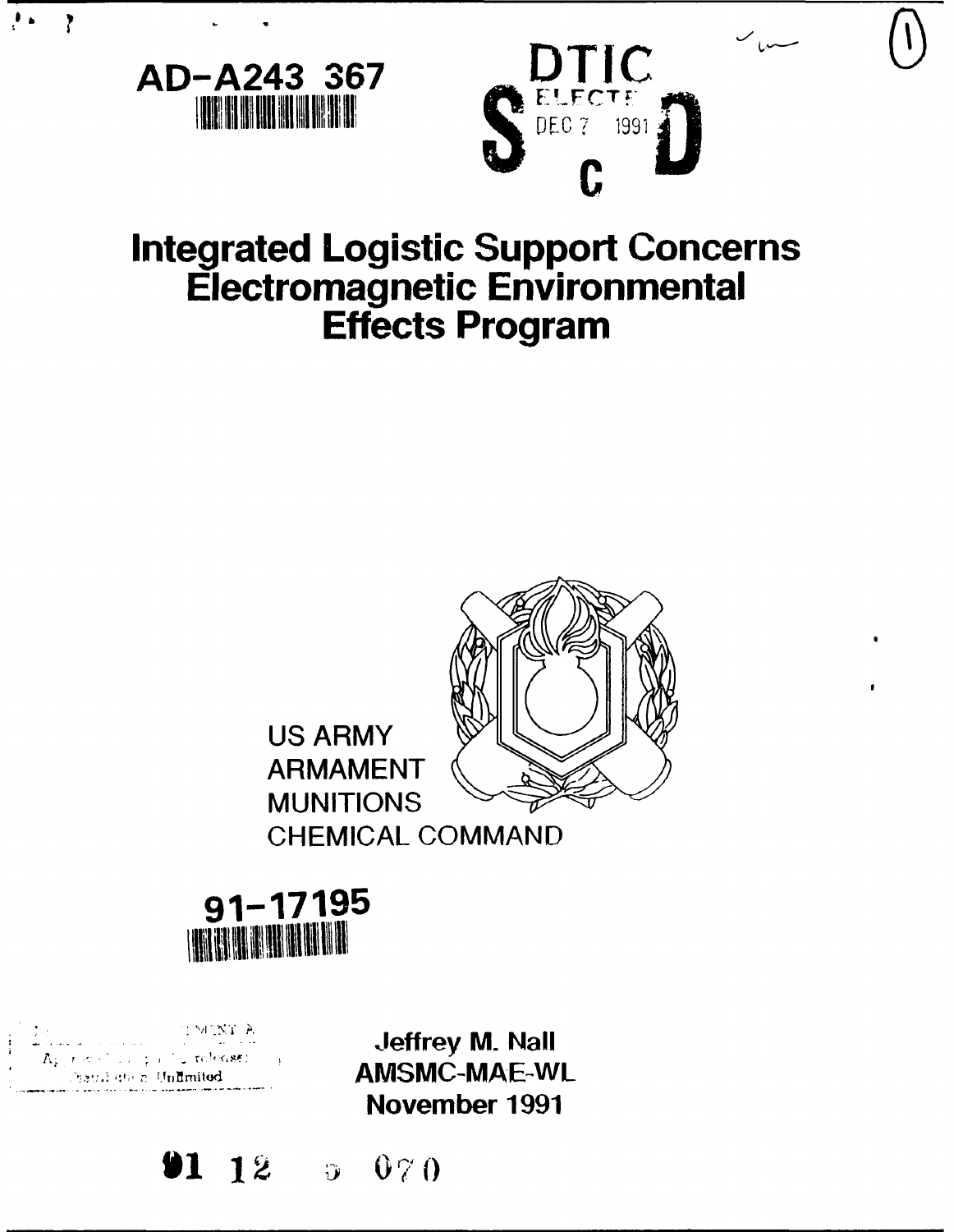AD-A243 367

DTIC
ELECTE
DEC 7 1991
S C D

# Integrated Logistic Support Concerns Electromagnetic Environmental Effects Program

US ARMY
ARMAMENT
MUNITIONS
CHEMICAL COMMAND

91-17195

Approved for public release;
Distribution Unlimited

**Jeffrey M. Nall**
**AMSMC-MAE-WL**
**November 1991**

91 12 5 070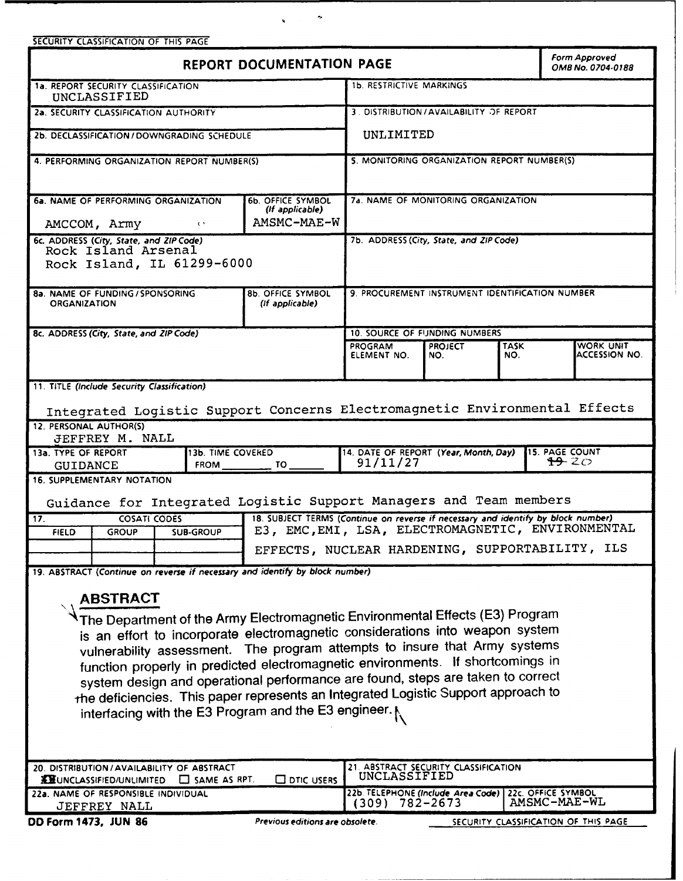SECURITY CLASSIFICATION OF THIS PAGE

# REPORT DOCUMENTATION PAGE

Form Approved
OMB No. 0704-0188

| Field | Entry |
|---|---|
| 1a. REPORT SECURITY CLASSIFICATION | UNCLASSIFIED |
| 1b. RESTRICTIVE MARKINGS | |
| 2a. SECURITY CLASSIFICATION AUTHORITY | |
| 2b. DECLASSIFICATION/DOWNGRADING SCHEDULE | |
| 3. DISTRIBUTION/AVAILABILITY OF REPORT | UNLIMITED |
| 4. PERFORMING ORGANIZATION REPORT NUMBER(S) | |
| 5. MONITORING ORGANIZATION REPORT NUMBER(S) | |
| 6a. NAME OF PERFORMING ORGANIZATION | AMCCOM, Army |
| 6b. OFFICE SYMBOL (If applicable) | AMSMC-MAE-W |
| 6c. ADDRESS (City, State, and ZIP Code) | Rock Island Arsenal, Rock Island, IL 61299-6000 |
| 7a. NAME OF MONITORING ORGANIZATION | |
| 7b. ADDRESS (City, State, and ZIP Code) | |
| 8a. NAME OF FUNDING/SPONSORING ORGANIZATION | |
| 8b. OFFICE SYMBOL (If applicable) | |
| 8c. ADDRESS (City, State, and ZIP Code) | |
| 9. PROCUREMENT INSTRUMENT IDENTIFICATION NUMBER | |

10. SOURCE OF FUNDING NUMBERS

| PROGRAM ELEMENT NO. | PROJECT NO. | TASK NO. | WORK UNIT ACCESSION NO. |
|---|---|---|---|
| | | | |

11. TITLE (Include Security Classification)

Integrated Logistic Support Concerns Electromagnetic Environmental Effects

12. PERSONAL AUTHOR(S)

JEFFREY M. NALL

| 13a. TYPE OF REPORT | 13b. TIME COVERED | 14. DATE OF REPORT (Year, Month, Day) | 15. PAGE COUNT |
|---|---|---|---|
| GUIDANCE | FROM ____ TO ____ | 91/11/27 | ~~19~~ 20 |

16. SUPPLEMENTARY NOTATION

Guidance for Integrated Logistic Support Managers and Team members

| 17. COSATI CODES | | | 18. SUBJECT TERMS (Continue on reverse if necessary and identify by block number) |
|---|---|---|---|
| FIELD | GROUP | SUB-GROUP | E3, EMC, EMI, LSA, ELECTROMAGNETIC, ENVIRONMENTAL EFFECTS, NUCLEAR HARDENING, SUPPORTABILITY, ILS |

19. ABSTRACT (Continue on reverse if necessary and identify by block number)

## ABSTRACT

The Department of the Army Electromagnetic Environmental Effects (E3) Program is an effort to incorporate electromagnetic considerations into weapon system vulnerability assessment. The program attempts to insure that Army systems function properly in predicted electromagnetic environments. If shortcomings in system design and operational performance are found, steps are taken to correct the deficiencies. This paper represents an Integrated Logistic Support approach to interfacing with the E3 Program and the E3 engineer.

| Field | Entry |
|---|---|
| 20. DISTRIBUTION/AVAILABILITY OF ABSTRACT | ☒ UNCLASSIFIED/UNLIMITED ☐ SAME AS RPT. ☐ DTIC USERS |
| 21. ABSTRACT SECURITY CLASSIFICATION | UNCLASSIFIED |
| 22a. NAME OF RESPONSIBLE INDIVIDUAL | JEFFREY NALL |
| 22b. TELEPHONE (Include Area Code) | (309) 782-2673 |
| 22c. OFFICE SYMBOL | AMSMC-MAE-WL |

DD Form 1473, JUN 86 — Previous editions are obsolete.

SECURITY CLASSIFICATION OF THIS PAGE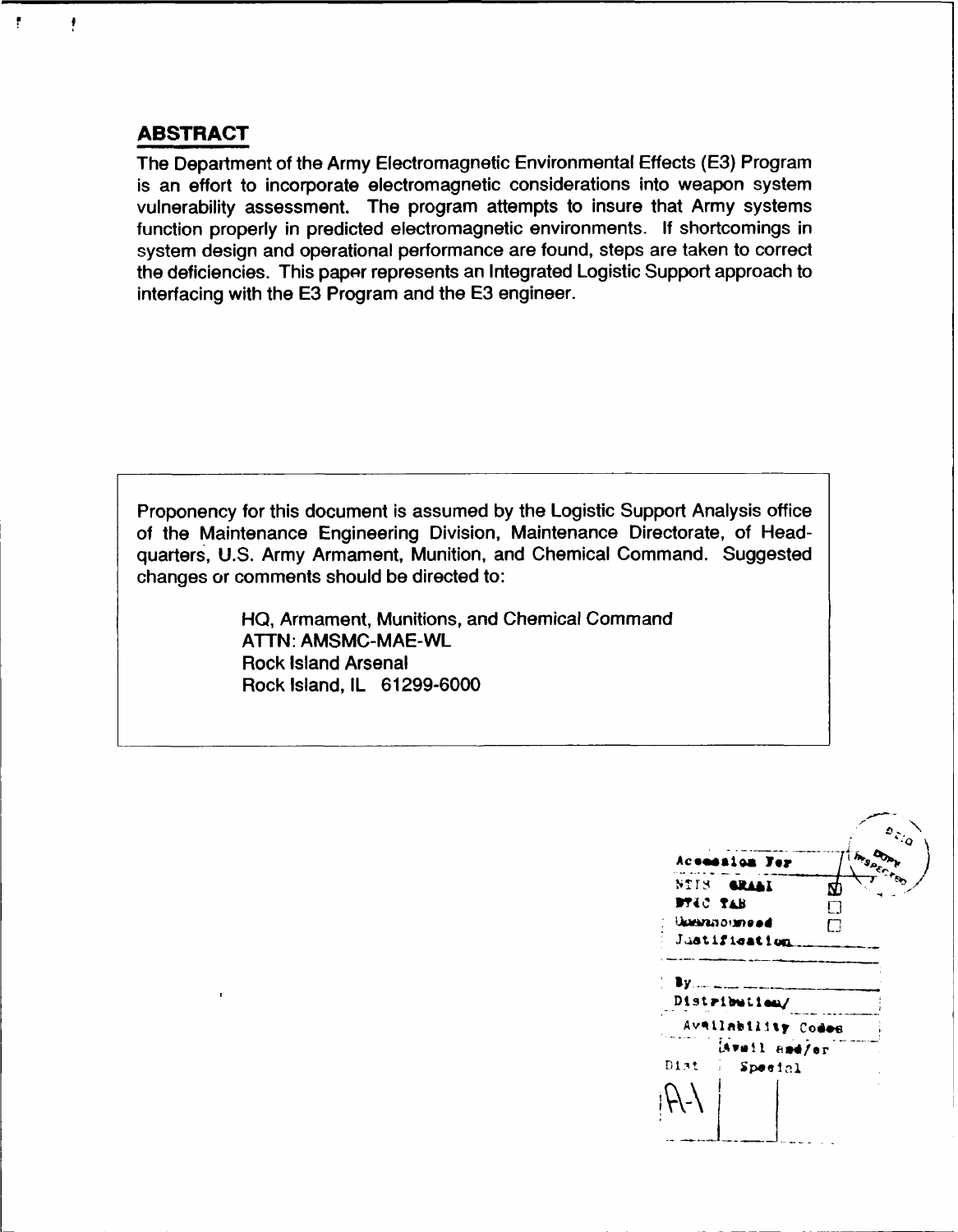## ABSTRACT

The Department of the Army Electromagnetic Environmental Effects (E3) Program is an effort to incorporate electromagnetic considerations into weapon system vulnerability assessment. The program attempts to insure that Army systems function properly in predicted electromagnetic environments. If shortcomings in system design and operational performance are found, steps are taken to correct the deficiencies. This paper represents an Integrated Logistic Support approach to interfacing with the E3 Program and the E3 engineer.

Proponency for this document is assumed by the Logistic Support Analysis office of the Maintenance Engineering Division, Maintenance Directorate, of Headquarters, U.S. Army Armament, Munition, and Chemical Command. Suggested changes or comments should be directed to:

HQ, Armament, Munitions, and Chemical Command
ATTN: AMSMC-MAE-WL
Rock Island Arsenal
Rock Island, IL 61299-6000

| Accession For | |
|---|---|
| NTIS GRA&I | ☒ |
| DTIC TAB | ☐ |
| Unannounced | ☐ |
| Justification | |
| By | |
| Distribution/ | |
| Availability Codes | |
| Dist | Avail and/or Special |
| A-1 | |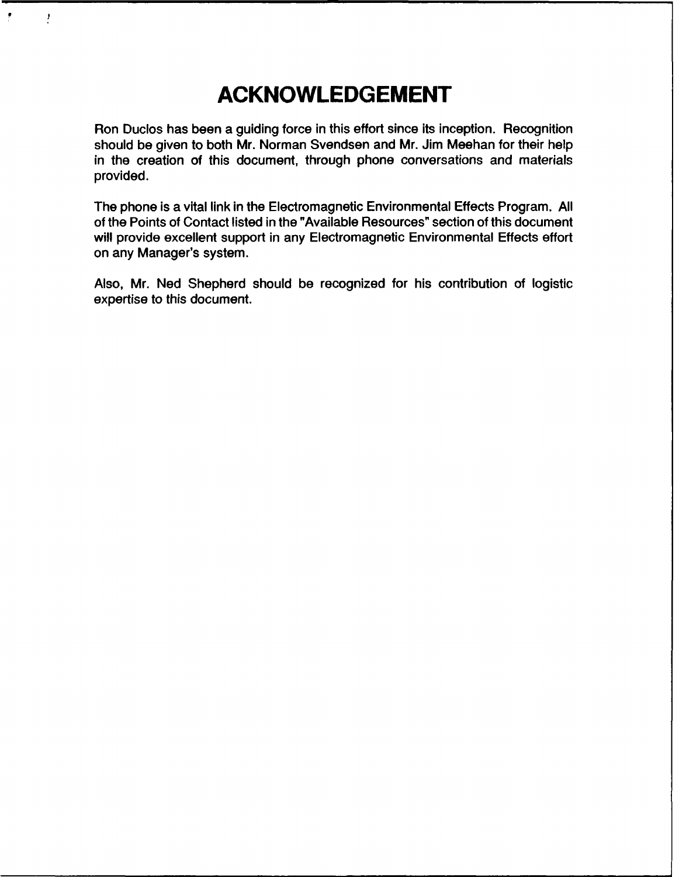# ACKNOWLEDGEMENT

Ron Duclos has been a guiding force in this effort since its inception. Recognition should be given to both Mr. Norman Svendsen and Mr. Jim Meehan for their help in the creation of this document, through phone conversations and materials provided.

The phone is a vital link in the Electromagnetic Environmental Effects Program. All of the Points of Contact listed in the "Available Resources" section of this document will provide excellent support in any Electromagnetic Environmental Effects effort on any Manager's system.

Also, Mr. Ned Shepherd should be recognized for his contribution of logistic expertise to this document.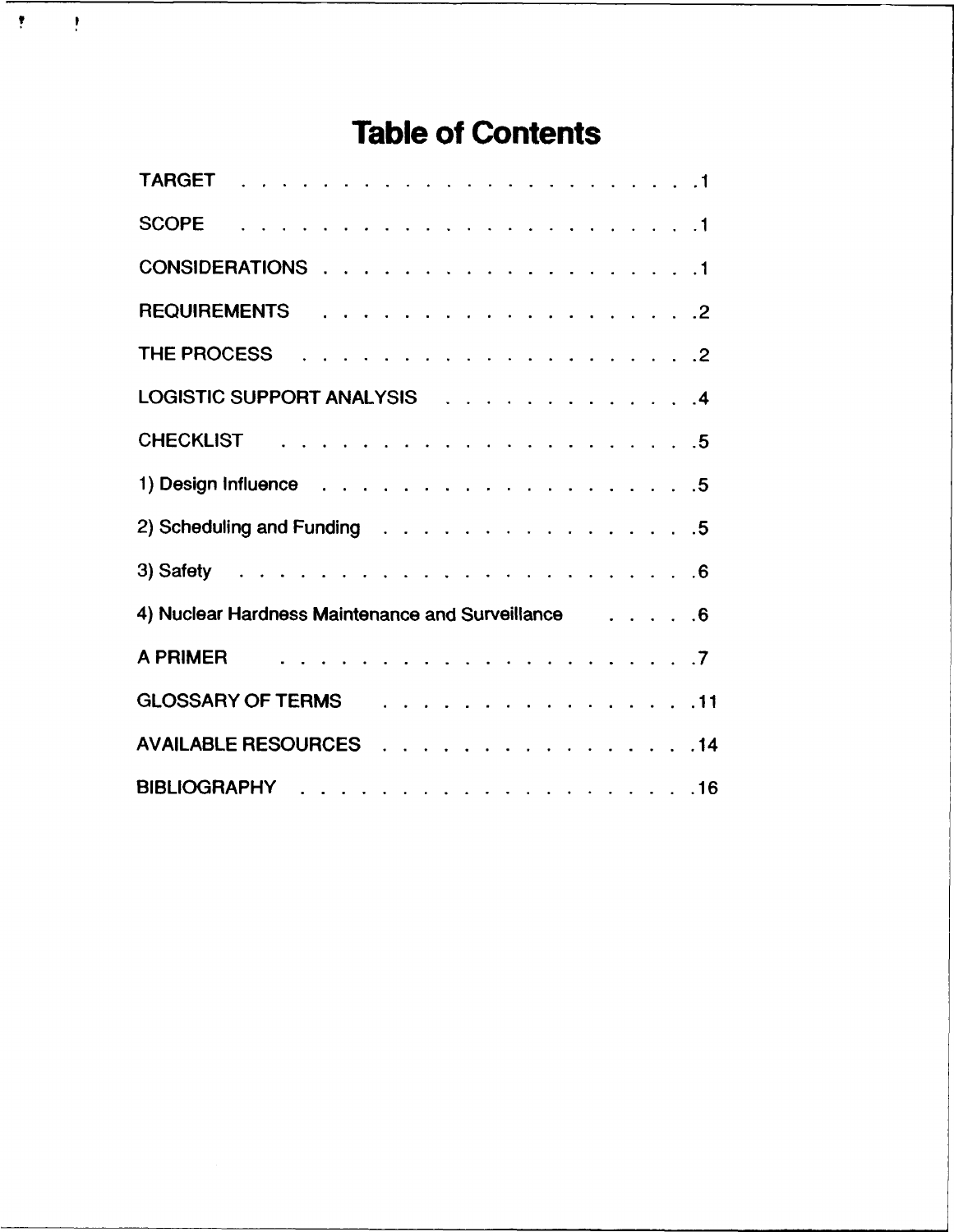# Table of Contents

| | |
|---|---|
| TARGET | 1 |
| SCOPE | 1 |
| CONSIDERATIONS | 1 |
| REQUIREMENTS | 2 |
| THE PROCESS | 2 |
| LOGISTIC SUPPORT ANALYSIS | 4 |
| CHECKLIST | 5 |
| 1) Design Influence | 5 |
| 2) Scheduling and Funding | 5 |
| 3) Safety | 6 |
| 4) Nuclear Hardness Maintenance and Surveillance | 6 |
| A PRIMER | 7 |
| GLOSSARY OF TERMS | 11 |
| AVAILABLE RESOURCES | 14 |
| BIBLIOGRAPHY | 16 |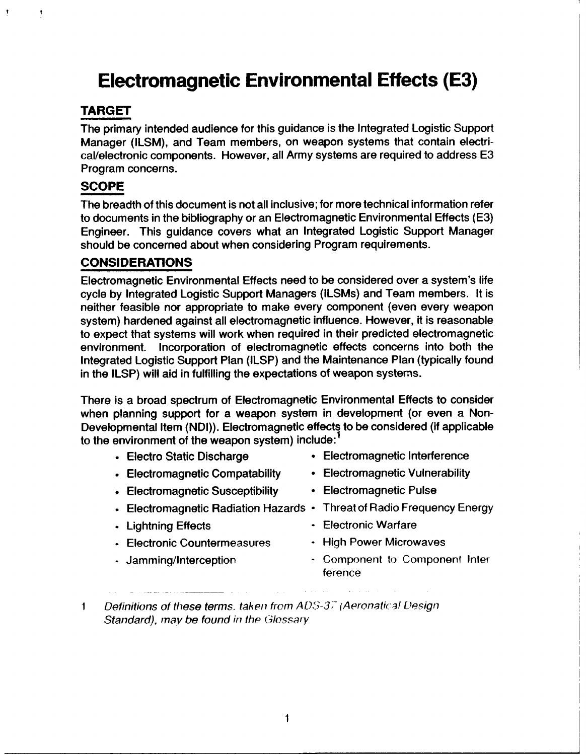# Electromagnetic Environmental Effects (E3)

## TARGET

The primary intended audience for this guidance is the Integrated Logistic Support Manager (ILSM), and Team members, on weapon systems that contain electrical/electronic components. However, all Army systems are required to address E3 Program concerns.

## SCOPE

The breadth of this document is not all inclusive; for more technical information refer to documents in the bibliography or an Electromagnetic Environmental Effects (E3) Engineer. This guidance covers what an Integrated Logistic Support Manager should be concerned about when considering Program requirements.

## CONSIDERATIONS

Electromagnetic Environmental Effects need to be considered over a system's life cycle by Integrated Logistic Support Managers (ILSMs) and Team members. It is neither feasible nor appropriate to make every component (even every weapon system) hardened against all electromagnetic influence. However, it is reasonable to expect that systems will work when required in their predicted electromagnetic environment. Incorporation of electromagnetic effects concerns into both the Integrated Logistic Support Plan (ILSP) and the Maintenance Plan (typically found in the ILSP) will aid in fulfilling the expectations of weapon systems.

There is a broad spectrum of Electromagnetic Environmental Effects to consider when planning support for a weapon system in development (or even a Non-Developmental Item (NDI)). Electromagnetic effects to be considered (if applicable to the environment of the weapon system) include:[1]

- Electro Static Discharge
- Electromagnetic Interference
- Electromagnetic Compatability
- Electromagnetic Vulnerability
- Electromagnetic Susceptibility
- Electromagnetic Pulse
- Electromagnetic Radiation Hazards
- Threat of Radio Frequency Energy
- Lightning Effects
- Electronic Warfare
- Electronic Countermeasures
- High Power Microwaves
- Jamming/Interception
- Component to Component Interference

---

1 *Definitions of these terms, taken from ADS-37 (Aeronatical Design Standard), may be found in the Glossary*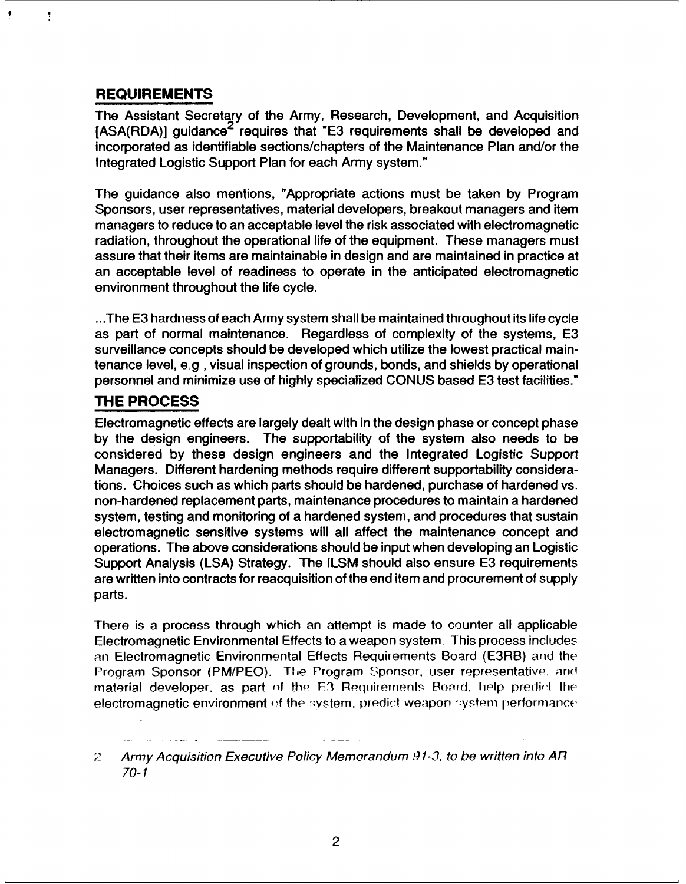## REQUIREMENTS

The Assistant Secretary of the Army, Research, Development, and Acquisition [ASA(RDA)] guidance[2] requires that "E3 requirements shall be developed and incorporated as identifiable sections/chapters of the Maintenance Plan and/or the Integrated Logistic Support Plan for each Army system."

The guidance also mentions, "Appropriate actions must be taken by Program Sponsors, user representatives, material developers, breakout managers and item managers to reduce to an acceptable level the risk associated with electromagnetic radiation, throughout the operational life of the equipment. These managers must assure that their items are maintainable in design and are maintained in practice at an acceptable level of readiness to operate in the anticipated electromagnetic environment throughout the life cycle.

...The E3 hardness of each Army system shall be maintained throughout its life cycle as part of normal maintenance. Regardless of complexity of the systems, E3 surveillance concepts should be developed which utilize the lowest practical maintenance level, e.g., visual inspection of grounds, bonds, and shields by operational personnel and minimize use of highly specialized CONUS based E3 test facilities."

## THE PROCESS

Electromagnetic effects are largely dealt with in the design phase or concept phase by the design engineers. The supportability of the system also needs to be considered by these design engineers and the Integrated Logistic Support Managers. Different hardening methods require different supportability considerations. Choices such as which parts should be hardened, purchase of hardened vs. non-hardened replacement parts, maintenance procedures to maintain a hardened system, testing and monitoring of a hardened system, and procedures that sustain electromagnetic sensitive systems will all affect the maintenance concept and operations. The above considerations should be input when developing an Logistic Support Analysis (LSA) Strategy. The ILSM should also ensure E3 requirements are written into contracts for reacquisition of the end item and procurement of supply parts.

There is a process through which an attempt is made to counter all applicable Electromagnetic Environmental Effects to a weapon system. This process includes an Electromagnetic Environmental Effects Requirements Board (E3RB) and the Program Sponsor (PM/PEO). The Program Sponsor, user representative, and material developer, as part of the E3 Requirements Board, help predict the electromagnetic environment of the system, predict weapon system performance

2 *Army Acquisition Executive Policy Memorandum 91-3, to be written into AR 70-1*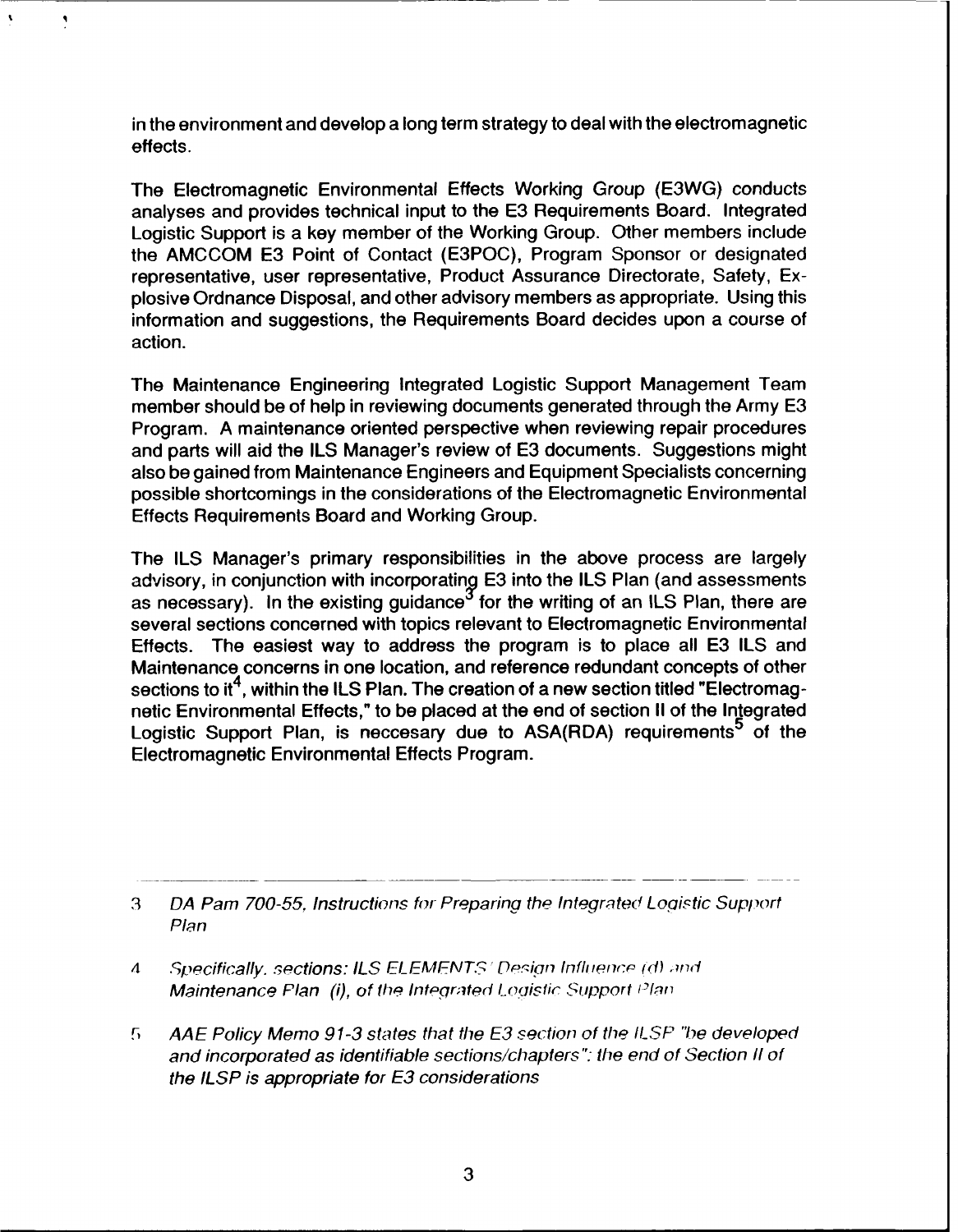in the environment and develop a long term strategy to deal with the electromagnetic effects.

The Electromagnetic Environmental Effects Working Group (E3WG) conducts analyses and provides technical input to the E3 Requirements Board. Integrated Logistic Support is a key member of the Working Group. Other members include the AMCCOM E3 Point of Contact (E3POC), Program Sponsor or designated representative, user representative, Product Assurance Directorate, Safety, Explosive Ordnance Disposal, and other advisory members as appropriate. Using this information and suggestions, the Requirements Board decides upon a course of action.

The Maintenance Engineering Integrated Logistic Support Management Team member should be of help in reviewing documents generated through the Army E3 Program. A maintenance oriented perspective when reviewing repair procedures and parts will aid the ILS Manager's review of E3 documents. Suggestions might also be gained from Maintenance Engineers and Equipment Specialists concerning possible shortcomings in the considerations of the Electromagnetic Environmental Effects Requirements Board and Working Group.

The ILS Manager's primary responsibilities in the above process are largely advisory, in conjunction with incorporating E3 into the ILS Plan (and assessments as necessary). In the existing guidance[3] for the writing of an ILS Plan, there are several sections concerned with topics relevant to Electromagnetic Environmental Effects. The easiest way to address the program is to place all E3 ILS and Maintenance concerns in one location, and reference redundant concepts of other sections to it[4], within the ILS Plan. The creation of a new section titled "Electromagnetic Environmental Effects," to be placed at the end of section II of the Integrated Logistic Support Plan, is neccesary due to ASA(RDA) requirements[5] of the Electromagnetic Environmental Effects Program.

---

3 *DA Pam 700-55, Instructions for Preparing the Integrated Logistic Support Plan*

4 *Specifically, sections: ILS ELEMENTS Design Influence (d) and Maintenance Plan (i), of the Integrated Logistic Support Plan*

5 *AAE Policy Memo 91-3 states that the E3 section of the ILSP "be developed and incorporated as identifiable sections/chapters"; the end of Section II of the ILSP is appropriate for E3 considerations*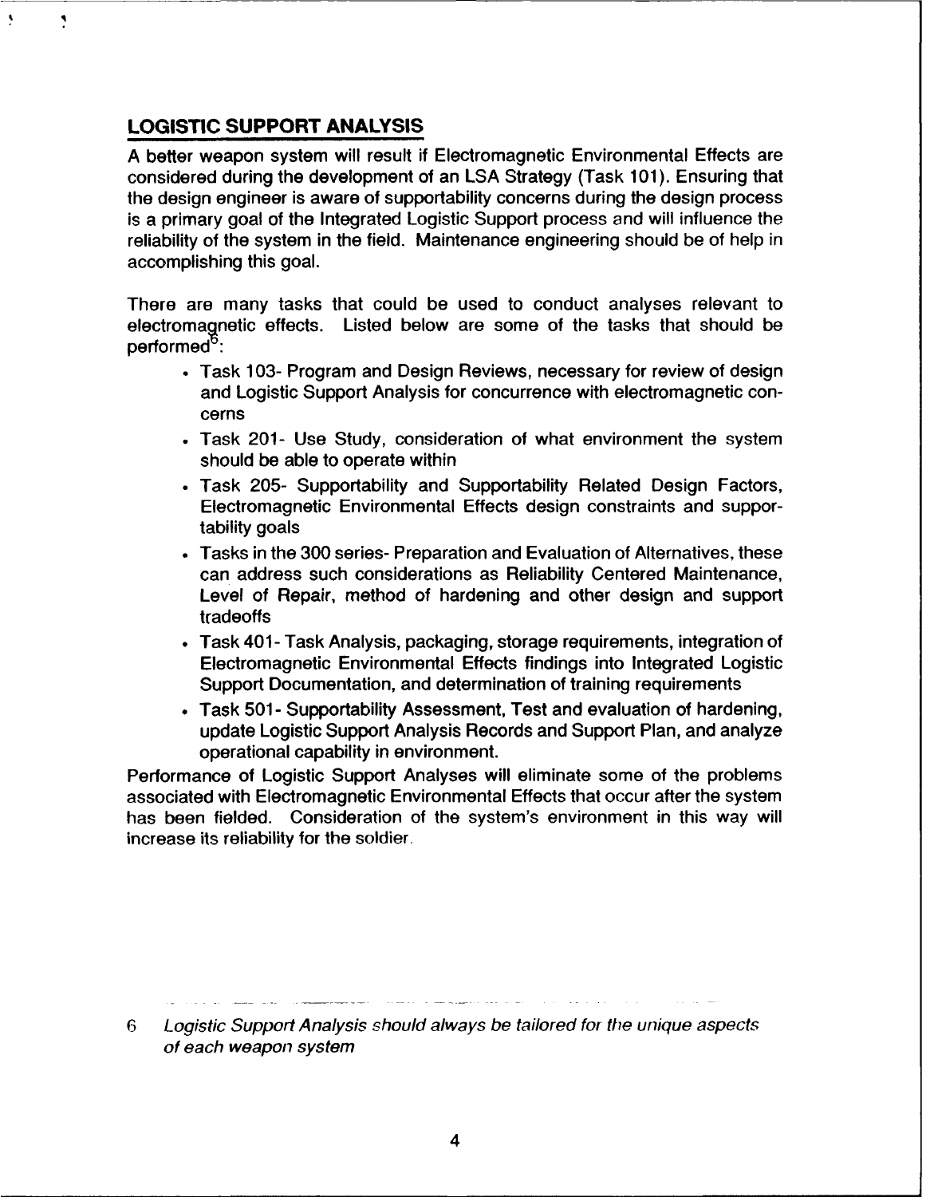## LOGISTIC SUPPORT ANALYSIS

A better weapon system will result if Electromagnetic Environmental Effects are considered during the development of an LSA Strategy (Task 101). Ensuring that the design engineer is aware of supportability concerns during the design process is a primary goal of the Integrated Logistic Support process and will influence the reliability of the system in the field. Maintenance engineering should be of help in accomplishing this goal.

There are many tasks that could be used to conduct analyses relevant to electromagnetic effects. Listed below are some of the tasks that should be performed[6]:

- Task 103- Program and Design Reviews, necessary for review of design and Logistic Support Analysis for concurrence with electromagnetic concerns
- Task 201- Use Study, consideration of what environment the system should be able to operate within
- Task 205- Supportability and Supportability Related Design Factors, Electromagnetic Environmental Effects design constraints and supportability goals
- Tasks in the 300 series- Preparation and Evaluation of Alternatives, these can address such considerations as Reliability Centered Maintenance, Level of Repair, method of hardening and other design and support tradeoffs
- Task 401- Task Analysis, packaging, storage requirements, integration of Electromagnetic Environmental Effects findings into Integrated Logistic Support Documentation, and determination of training requirements
- Task 501- Supportability Assessment, Test and evaluation of hardening, update Logistic Support Analysis Records and Support Plan, and analyze operational capability in environment.

Performance of Logistic Support Analyses will eliminate some of the problems associated with Electromagnetic Environmental Effects that occur after the system has been fielded. Consideration of the system's environment in this way will increase its reliability for the soldier.

---

6 *Logistic Support Analysis should always be tailored for the unique aspects of each weapon system*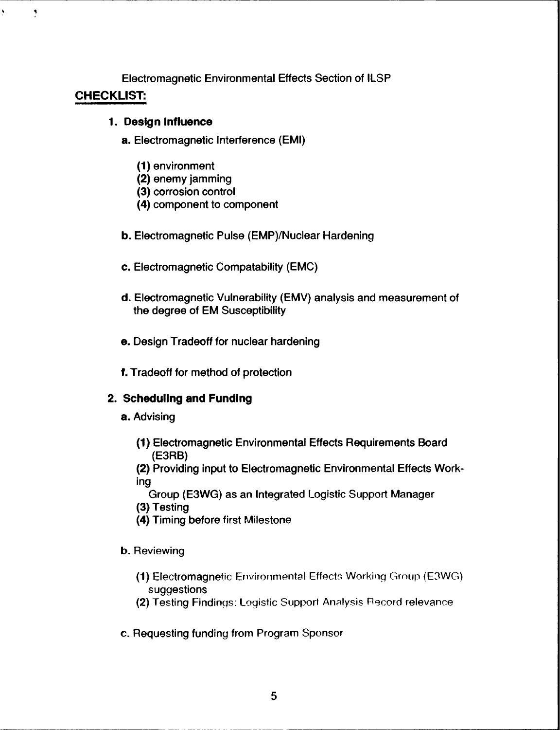Electromagnetic Environmental Effects Section of ILSP

**CHECKLIST:**

1. **Design Influence**

   **a.** Electromagnetic Interference (EMI)

   **(1)** environment
   **(2)** enemy jamming
   **(3)** corrosion control
   **(4)** component to component

   **b.** Electromagnetic Pulse (EMP)/Nuclear Hardening

   **c.** Electromagnetic Compatability (EMC)

   **d.** Electromagnetic Vulnerability (EMV) analysis and measurement of the degree of EM Susceptibility

   **e.** Design Tradeoff for nuclear hardening

   **f.** Tradeoff for method of protection

2. **Scheduling and Funding**

   **a.** Advising

   **(1)** Electromagnetic Environmental Effects Requirements Board (E3RB)
   **(2)** Providing input to Electromagnetic Environmental Effects Working Group (E3WG) as an Integrated Logistic Support Manager
   **(3)** Testing
   **(4)** Timing before first Milestone

   **b.** Reviewing

   **(1)** Electromagnetic Environmental Effects Working Group (E3WG) suggestions
   **(2)** Testing Findings: Logistic Support Analysis Record relevance

   **c.** Requesting funding from Program Sponsor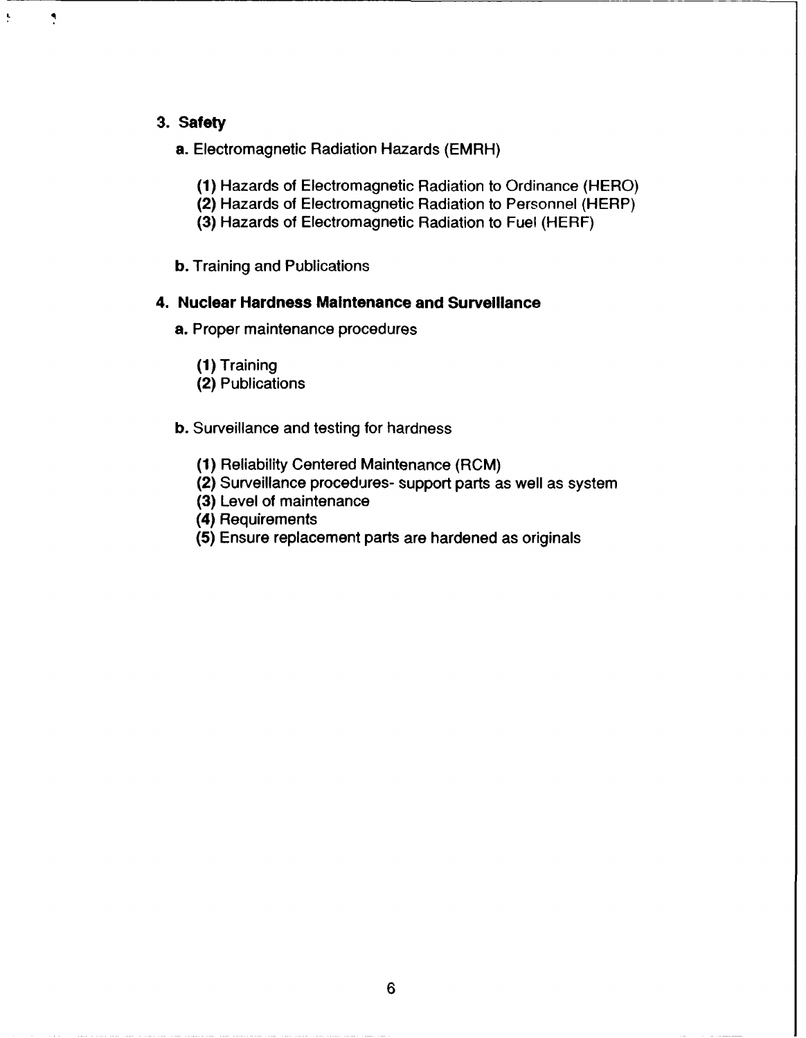**3. Safety**

**a.** Electromagnetic Radiation Hazards (EMRH)

**(1)** Hazards of Electromagnetic Radiation to Ordinance (HERO)
**(2)** Hazards of Electromagnetic Radiation to Personnel (HERP)
**(3)** Hazards of Electromagnetic Radiation to Fuel (HERF)

**b.** Training and Publications

**4. Nuclear Hardness Maintenance and Surveillance**

**a.** Proper maintenance procedures

**(1)** Training
**(2)** Publications

**b.** Surveillance and testing for hardness

**(1)** Reliability Centered Maintenance (RCM)
**(2)** Surveillance procedures- support parts as well as system
**(3)** Level of maintenance
**(4)** Requirements
**(5)** Ensure replacement parts are hardened as originals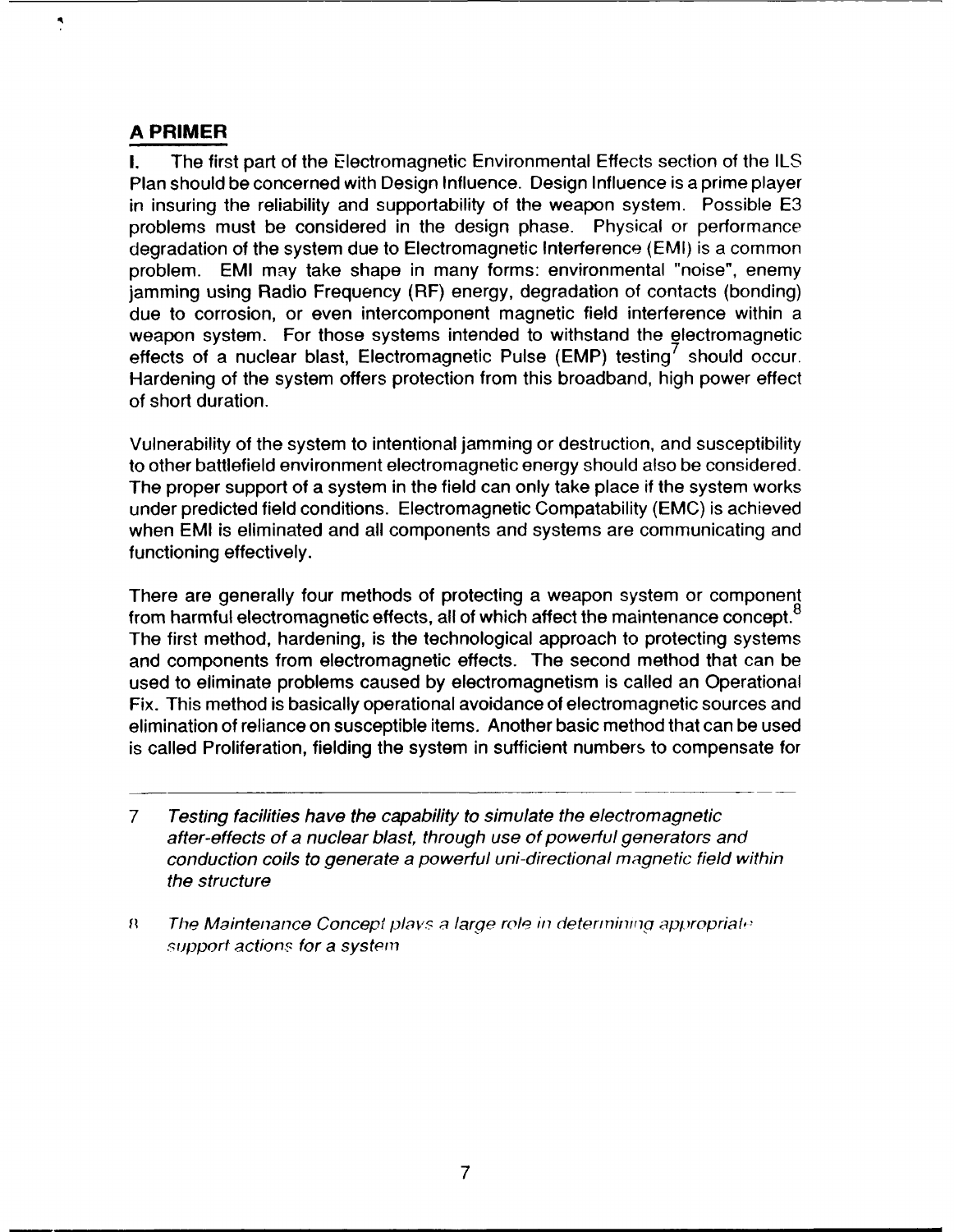## A PRIMER

**I.** The first part of the Electromagnetic Environmental Effects section of the ILS Plan should be concerned with Design Influence. Design Influence is a prime player in insuring the reliability and supportability of the weapon system. Possible E3 problems must be considered in the design phase. Physical or performance degradation of the system due to Electromagnetic Interference (EMI) is a common problem. EMI may take shape in many forms: environmental "noise", enemy jamming using Radio Frequency (RF) energy, degradation of contacts (bonding) due to corrosion, or even intercomponent magnetic field interference within a weapon system. For those systems intended to withstand the electromagnetic effects of a nuclear blast, Electromagnetic Pulse (EMP) testing[7] should occur. Hardening of the system offers protection from this broadband, high power effect of short duration.

Vulnerability of the system to intentional jamming or destruction, and susceptibility to other battlefield environment electromagnetic energy should also be considered. The proper support of a system in the field can only take place if the system works under predicted field conditions. Electromagnetic Compatability (EMC) is achieved when EMI is eliminated and all components and systems are communicating and functioning effectively.

There are generally four methods of protecting a weapon system or component from harmful electromagnetic effects, all of which affect the maintenance concept.[8] The first method, hardening, is the technological approach to protecting systems and components from electromagnetic effects. The second method that can be used to eliminate problems caused by electromagnetism is called an Operational Fix. This method is basically operational avoidance of electromagnetic sources and elimination of reliance on susceptible items. Another basic method that can be used is called Proliferation, fielding the system in sufficient numbers to compensate for

---

7 *Testing facilities have the capability to simulate the electromagnetic after-effects of a nuclear blast, through use of powerful generators and conduction coils to generate a powerful uni-directional magnetic field within the structure*

8 *The Maintenance Concept plays a large role in determining appropriate support actions for a system*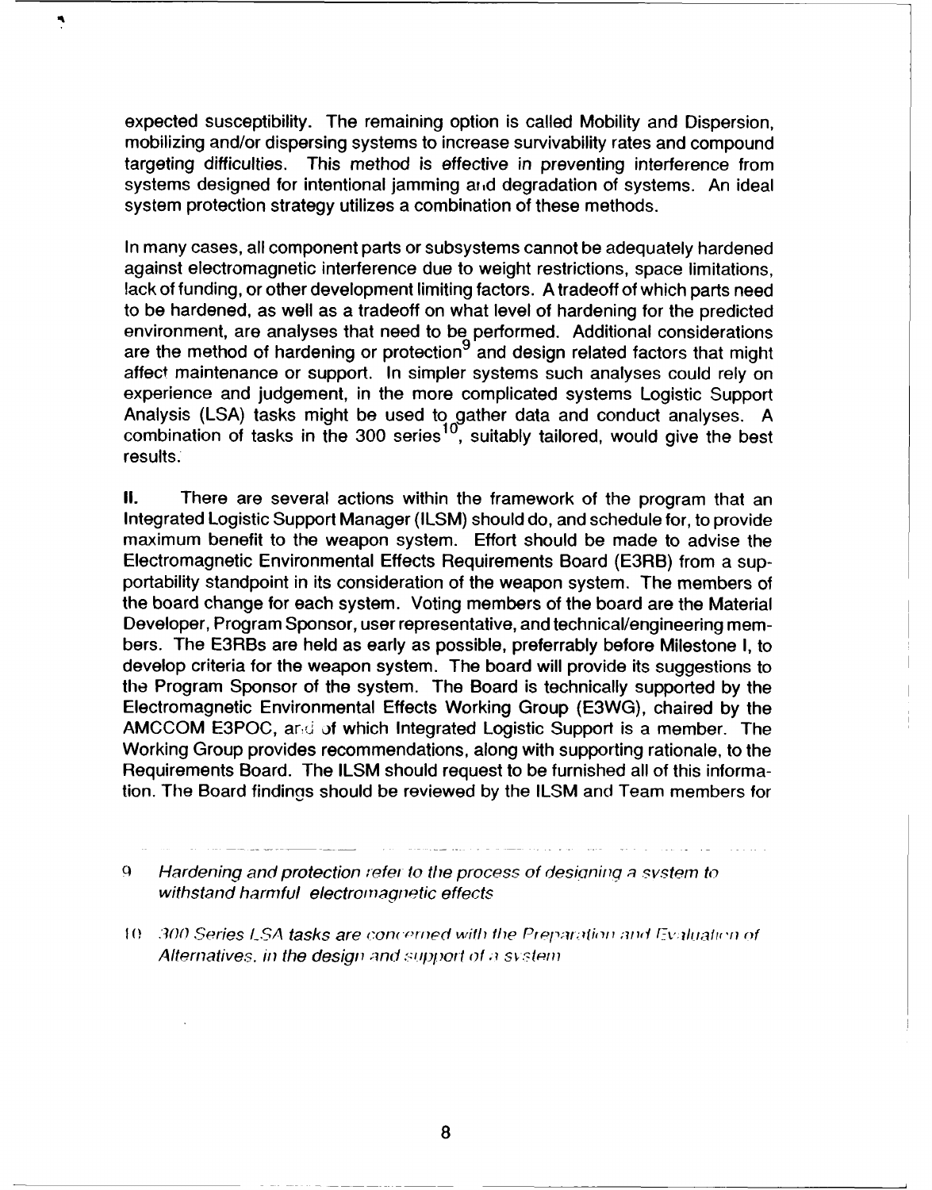expected susceptibility. The remaining option is called Mobility and Dispersion, mobilizing and/or dispersing systems to increase survivability rates and compound targeting difficulties. This method is effective in preventing interference from systems designed for intentional jamming and degradation of systems. An ideal system protection strategy utilizes a combination of these methods.

In many cases, all component parts or subsystems cannot be adequately hardened against electromagnetic interference due to weight restrictions, space limitations, lack of funding, or other development limiting factors. A tradeoff of which parts need to be hardened, as well as a tradeoff on what level of hardening for the predicted environment, are analyses that need to be performed. Additional considerations are the method of hardening or protection[9] and design related factors that might affect maintenance or support. In simpler systems such analyses could rely on experience and judgement, in the more complicated systems Logistic Support Analysis (LSA) tasks might be used to gather data and conduct analyses. A combination of tasks in the 300 series[10], suitably tailored, would give the best results.

**II.** There are several actions within the framework of the program that an Integrated Logistic Support Manager (ILSM) should do, and schedule for, to provide maximum benefit to the weapon system. Effort should be made to advise the Electromagnetic Environmental Effects Requirements Board (E3RB) from a supportability standpoint in its consideration of the weapon system. The members of the board change for each system. Voting members of the board are the Material Developer, Program Sponsor, user representative, and technical/engineering members. The E3RBs are held as early as possible, preferrably before Milestone I, to develop criteria for the weapon system. The board will provide its suggestions to the Program Sponsor of the system. The Board is technically supported by the Electromagnetic Environmental Effects Working Group (E3WG), chaired by the AMCCOM E3POC, and of which Integrated Logistic Support is a member. The Working Group provides recommendations, along with supporting rationale, to the Requirements Board. The ILSM should request to be furnished all of this information. The Board findings should be reviewed by the ILSM and Team members for

---

9 *Hardening and protection refer to the process of designing a system to withstand harmful electromagnetic effects*

10 *300 Series LSA tasks are concerned with the Preparation and Evaluation of Alternatives, in the design and support of a system*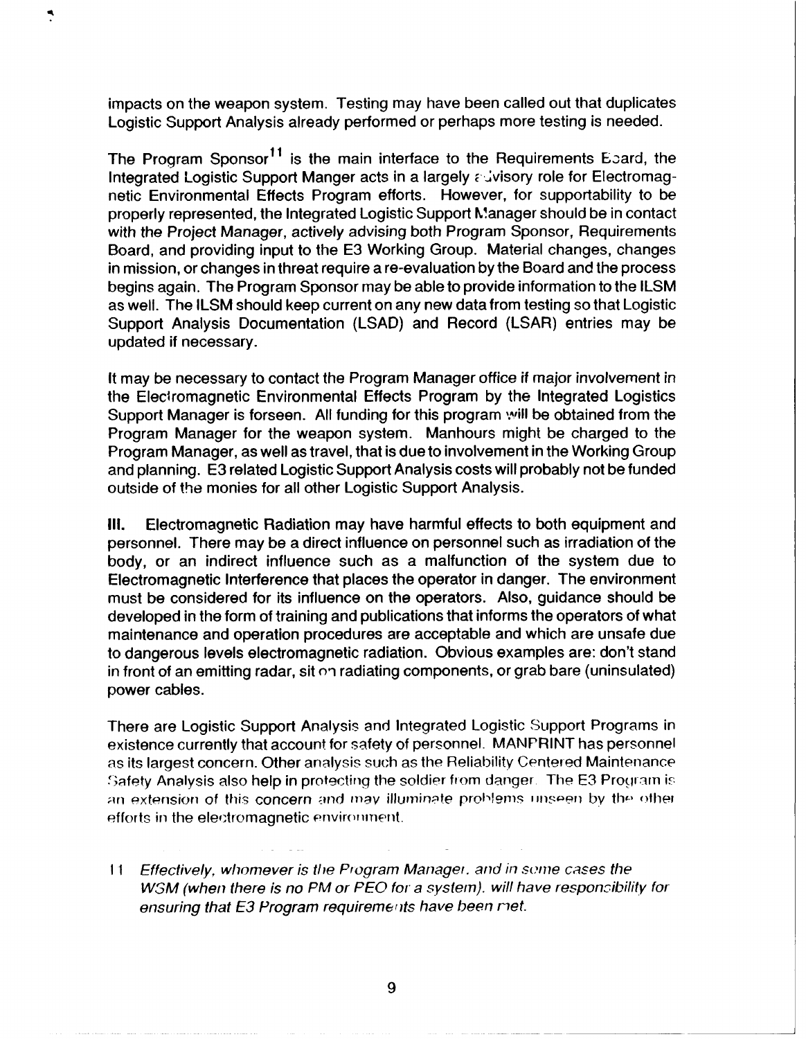impacts on the weapon system. Testing may have been called out that duplicates Logistic Support Analysis already performed or perhaps more testing is needed.

The Program Sponsor[11] is the main interface to the Requirements Board, the Integrated Logistic Support Manger acts in a largely advisory role for Electromagnetic Environmental Effects Program efforts. However, for supportability to be properly represented, the Integrated Logistic Support Manager should be in contact with the Project Manager, actively advising both Program Sponsor, Requirements Board, and providing input to the E3 Working Group. Material changes, changes in mission, or changes in threat require a re-evaluation by the Board and the process begins again. The Program Sponsor may be able to provide information to the ILSM as well. The ILSM should keep current on any new data from testing so that Logistic Support Analysis Documentation (LSAD) and Record (LSAR) entries may be updated if necessary.

It may be necessary to contact the Program Manager office if major involvement in the Electromagnetic Environmental Effects Program by the Integrated Logistics Support Manager is forseen. All funding for this program will be obtained from the Program Manager for the weapon system. Manhours might be charged to the Program Manager, as well as travel, that is due to involvement in the Working Group and planning. E3 related Logistic Support Analysis costs will probably not be funded outside of the monies for all other Logistic Support Analysis.

**III.** Electromagnetic Radiation may have harmful effects to both equipment and personnel. There may be a direct influence on personnel such as irradiation of the body, or an indirect influence such as a malfunction of the system due to Electromagnetic Interference that places the operator in danger. The environment must be considered for its influence on the operators. Also, guidance should be developed in the form of training and publications that informs the operators of what maintenance and operation procedures are acceptable and which are unsafe due to dangerous levels electromagnetic radiation. Obvious examples are: don't stand in front of an emitting radar, sit on radiating components, or grab bare (uninsulated) power cables.

There are Logistic Support Analysis and Integrated Logistic Support Programs in existence currently that account for safety of personnel. MANPRINT has personnel as its largest concern. Other analysis such as the Reliability Centered Maintenance Safety Analysis also help in protecting the soldier from danger. The E3 Program is an extension of this concern and may illuminate problems unseen by the other efforts in the electromagnetic environment.

11 *Effectively, whomever is the Program Manager, and in some cases the WSM (when there is no PM or PEO for a system), will have responsibility for ensuring that E3 Program requirements have been met.*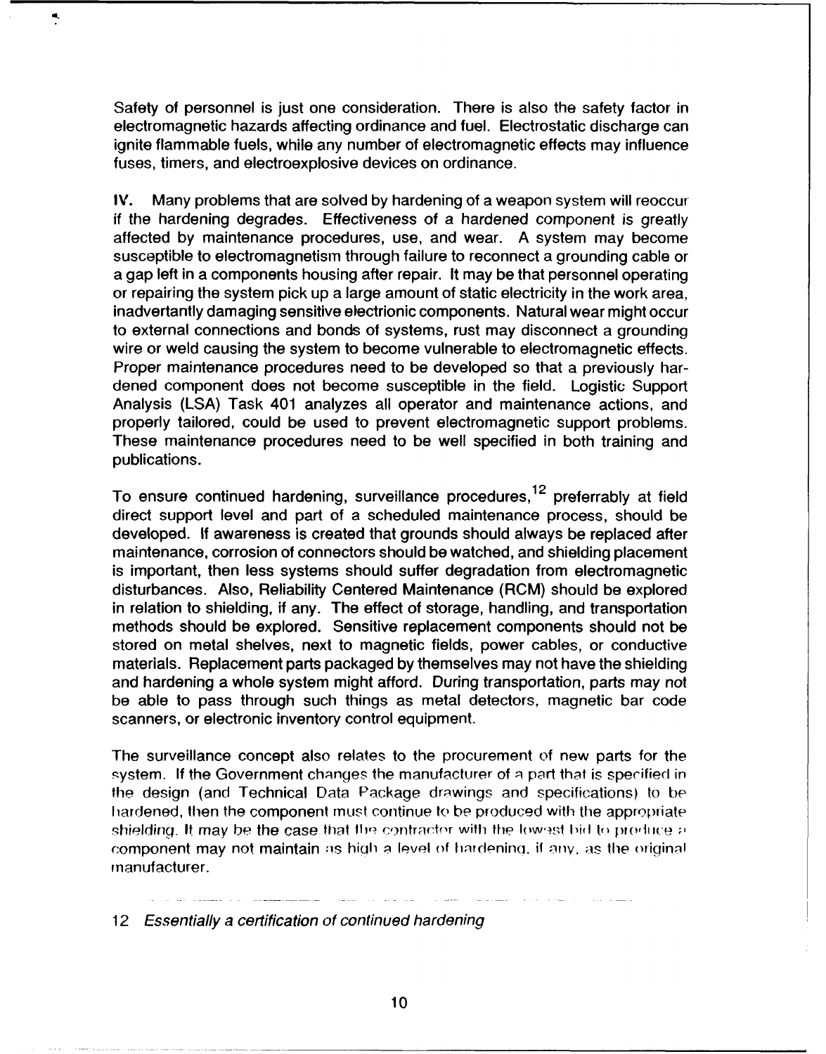Safety of personnel is just one consideration. There is also the safety factor in electromagnetic hazards affecting ordinance and fuel. Electrostatic discharge can ignite flammable fuels, while any number of electromagnetic effects may influence fuses, timers, and electroexplosive devices on ordinance.

**IV.** Many problems that are solved by hardening of a weapon system will reoccur if the hardening degrades. Effectiveness of a hardened component is greatly affected by maintenance procedures, use, and wear. A system may become susceptible to electromagnetism through failure to reconnect a grounding cable or a gap left in a components housing after repair. It may be that personnel operating or repairing the system pick up a large amount of static electricity in the work area, inadvertantly damaging sensitive electrionic components. Natural wear might occur to external connections and bonds of systems, rust may disconnect a grounding wire or weld causing the system to become vulnerable to electromagnetic effects. Proper maintenance procedures need to be developed so that a previously hardened component does not become susceptible in the field. Logistic Support Analysis (LSA) Task 401 analyzes all operator and maintenance actions, and properly tailored, could be used to prevent electromagnetic support problems. These maintenance procedures need to be well specified in both training and publications.

To ensure continued hardening, surveillance procedures,[12] preferrably at field direct support level and part of a scheduled maintenance process, should be developed. If awareness is created that grounds should always be replaced after maintenance, corrosion of connectors should be watched, and shielding placement is important, then less systems should suffer degradation from electromagnetic disturbances. Also, Reliability Centered Maintenance (RCM) should be explored in relation to shielding, if any. The effect of storage, handling, and transportation methods should be explored. Sensitive replacement components should not be stored on metal shelves, next to magnetic fields, power cables, or conductive materials. Replacement parts packaged by themselves may not have the shielding and hardening a whole system might afford. During transportation, parts may not be able to pass through such things as metal detectors, magnetic bar code scanners, or electronic inventory control equipment.

The surveillance concept also relates to the procurement of new parts for the system. If the Government changes the manufacturer of a part that is specified in the design (and Technical Data Package drawings and specifications) to be hardened, then the component must continue to be produced with the appropriate shielding. It may be the case that the contractor with the lowest bid to produce a component may not maintain as high a level of hardening, if any, as the original manufacturer.

---

12 *Essentially a certification of continued hardening*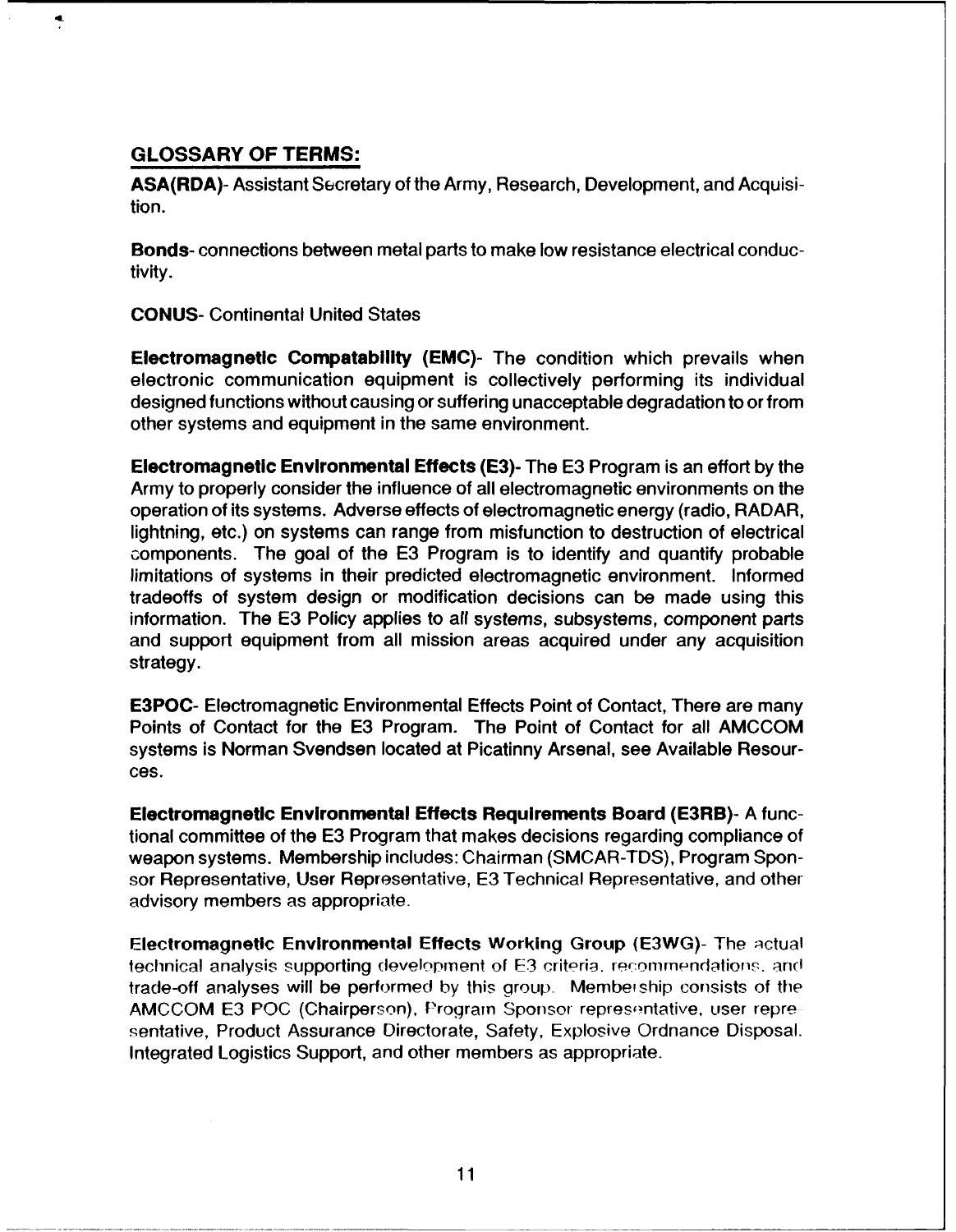## GLOSSARY OF TERMS:

**ASA(RDA)**- Assistant Secretary of the Army, Research, Development, and Acquisition.

**Bonds**- connections between metal parts to make low resistance electrical conductivity.

**CONUS**- Continental United States

**Electromagnetic Compatability (EMC)**- The condition which prevails when electronic communication equipment is collectively performing its individual designed functions without causing or suffering unacceptable degradation to or from other systems and equipment in the same environment.

**Electromagnetic Environmental Effects (E3)**- The E3 Program is an effort by the Army to properly consider the influence of all electromagnetic environments on the operation of its systems. Adverse effects of electromagnetic energy (radio, RADAR, lightning, etc.) on systems can range from misfunction to destruction of electrical components. The goal of the E3 Program is to identify and quantify probable limitations of systems in their predicted electromagnetic environment. Informed tradeoffs of system design or modification decisions can be made using this information. The E3 Policy applies to *all* systems, subsystems, component parts and support equipment from all mission areas acquired under any acquisition strategy.

**E3POC**- Electromagnetic Environmental Effects Point of Contact, There are many Points of Contact for the E3 Program. The Point of Contact for all AMCCOM systems is Norman Svendsen located at Picatinny Arsenal, see Available Resources.

**Electromagnetic Environmental Effects Requirements Board (E3RB)**- A functional committee of the E3 Program that makes decisions regarding compliance of weapon systems. Membership includes: Chairman (SMCAR-TDS), Program Sponsor Representative, User Representative, E3 Technical Representative, and other advisory members as appropriate.

**Electromagnetic Environmental Effects Working Group (E3WG)**- The actual technical analysis supporting development of E3 criteria, recommendations, and trade-off analyses will be performed by this group. Membership consists of the AMCCOM E3 POC (Chairperson), Program Sponsor representative, user representative, Product Assurance Directorate, Safety, Explosive Ordnance Disposal, Integrated Logistics Support, and other members as appropriate.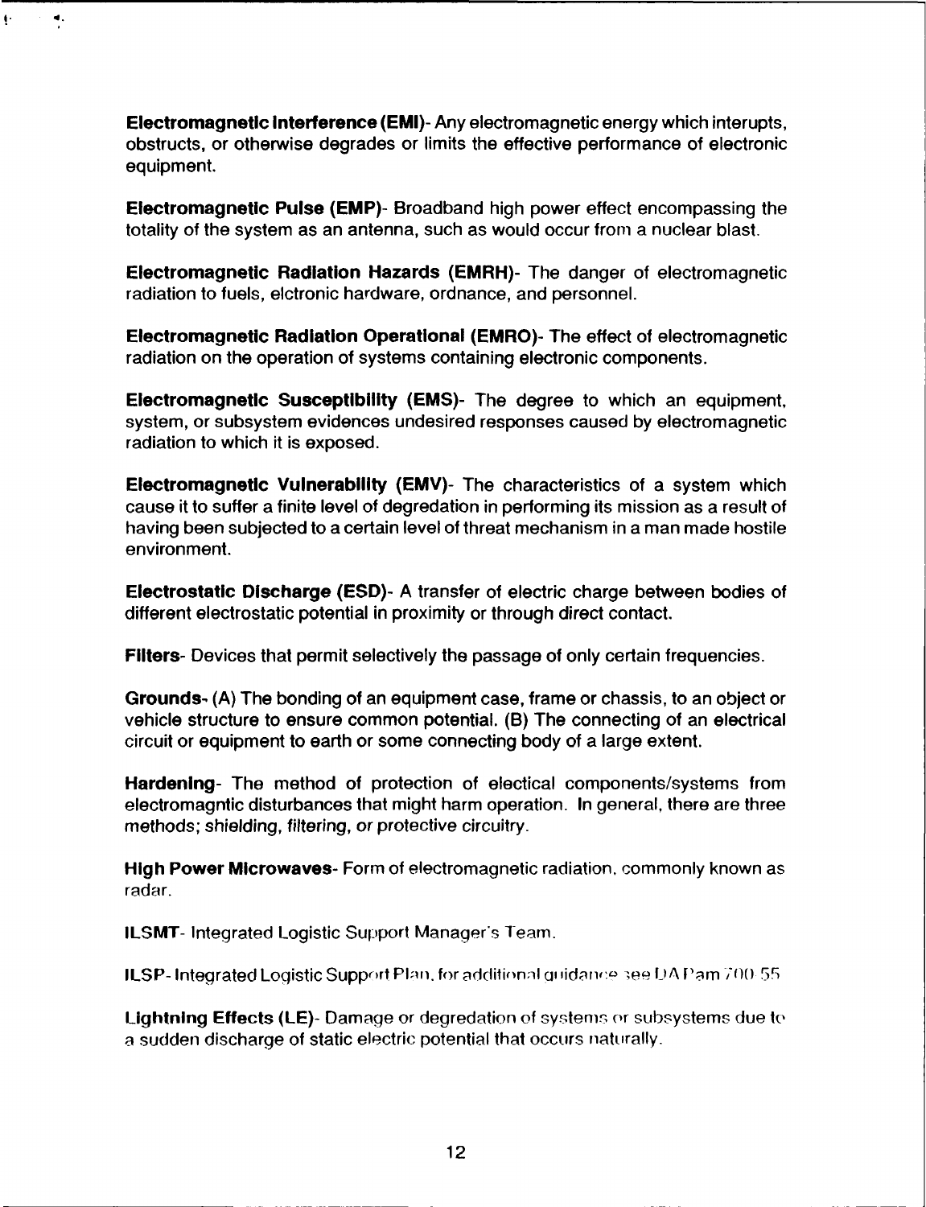**Electromagnetic Interference (EMI)**- Any electromagnetic energy which interupts, obstructs, or otherwise degrades or limits the effective performance of electronic equipment.

**Electromagnetic Pulse (EMP)**- Broadband high power effect encompassing the totality of the system as an antenna, such as would occur from a nuclear blast.

**Electromagnetic Radiation Hazards (EMRH)**- The danger of electromagnetic radiation to fuels, elctronic hardware, ordnance, and personnel.

**Electromagnetic Radiation Operational (EMRO)**- The effect of electromagnetic radiation on the operation of systems containing electronic components.

**Electromagnetic Susceptibility (EMS)**- The degree to which an equipment, system, or subsystem evidences undesired responses caused by electromagnetic radiation to which it is exposed.

**Electromagnetic Vulnerability (EMV)**- The characteristics of a system which cause it to suffer a finite level of degredation in performing its mission as a result of having been subjected to a certain level of threat mechanism in a man made hostile environment.

**Electrostatic Discharge (ESD)**- A transfer of electric charge between bodies of different electrostatic potential in proximity or through direct contact.

**Filters**- Devices that permit selectively the passage of only certain frequencies.

**Grounds**- (A) The bonding of an equipment case, frame or chassis, to an object or vehicle structure to ensure common potential. (B) The connecting of an electrical circuit or equipment to earth or some connecting body of a large extent.

**Hardening**- The method of protection of electical components/systems from electromagntic disturbances that might harm operation. In general, there are three methods; *shielding, filtering,* or *protective circuitry*.

**High Power Microwaves**- Form of electromagnetic radiation, commonly known as radar.

**ILSMT**- Integrated Logistic Support Manager's Team.

**ILSP**- Integrated Logistic Support Plan, for additional guidance see DA Pam 700-55

**Lightning Effects (LE)**- Damage or degredation of systems or subsystems due to a sudden discharge of static electric potential that occurs naturally.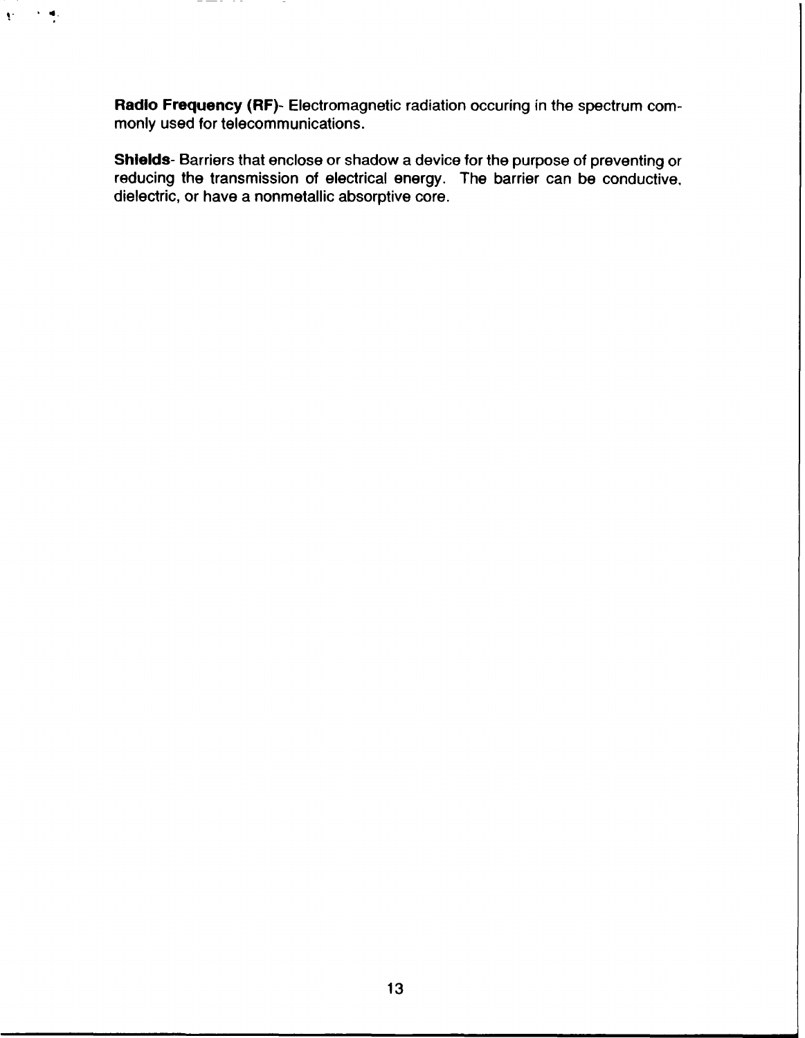**Radio Frequency (RF)**- Electromagnetic radiation occuring in the spectrum commonly used for telecommunications.

**Shields**- Barriers that enclose or shadow a device for the purpose of preventing or reducing the transmission of electrical energy. The barrier can be conductive, dielectric, or have a nonmetallic absorptive core.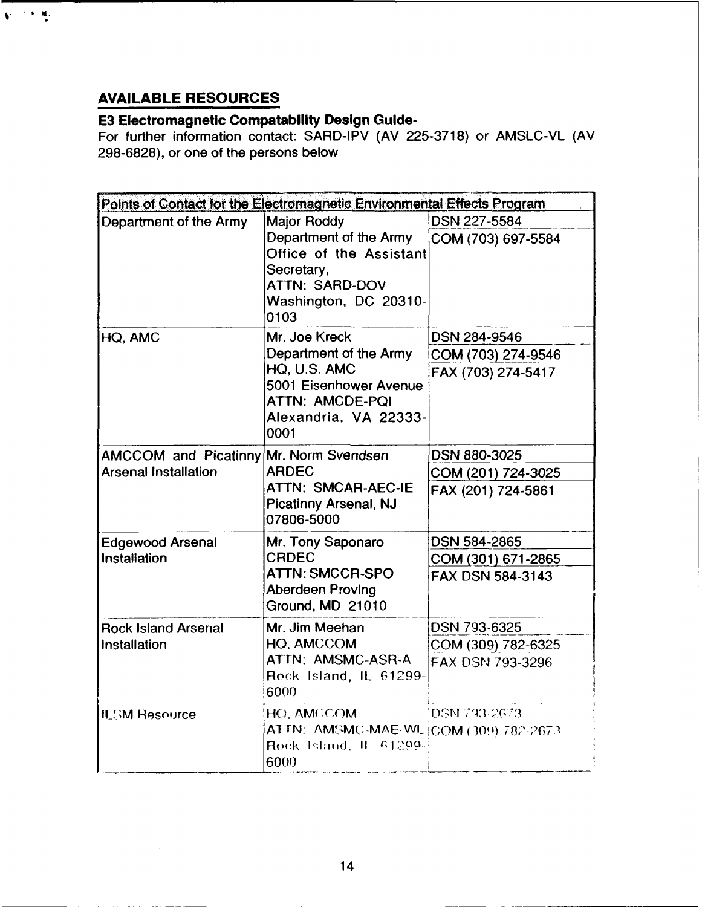## AVAILABLE RESOURCES

**E3 Electromagnetic Compatability Design Guide-**

For further information contact: SARD-IPV (AV 225-3718) or AMSLC-VL (AV 298-6828), or one of the persons below

| Points of Contact for the Electromagnetic Environmental Effects Program | | |
|---|---|---|
| Department of the Army | Major Roddy<br>Department of the Army<br>Office of the Assistant Secretary,<br>ATTN: SARD-DOV<br>Washington, DC 20310-0103 | DSN 227-5584<br>COM (703) 697-5584 |
| HQ, AMC | Mr. Joe Kreck<br>Department of the Army<br>HQ, U.S. AMC<br>5001 Eisenhower Avenue<br>ATTN: AMCDE-PQI<br>Alexandria, VA 22333-0001 | DSN 284-9546<br>COM (703) 274-9546<br>FAX (703) 274-5417 |
| AMCCOM and Picatinny Arsenal Installation | Mr. Norm Svendsen<br>ARDEC<br>ATTN: SMCAR-AEC-IE<br>Picatinny Arsenal, NJ 07806-5000 | DSN 880-3025<br>COM (201) 724-3025<br>FAX (201) 724-5861 |
| Edgewood Arsenal Installation | Mr. Tony Saponaro<br>CRDEC<br>ATTN: SMCCR-SPO<br>Aberdeen Proving Ground, MD 21010 | DSN 584-2865<br>COM (301) 671-2865<br>FAX DSN 584-3143 |
| Rock Island Arsenal Installation | Mr. Jim Meehan<br>HQ, AMCCOM<br>ATTN: AMSMC-ASR-A<br>Rock Island, IL 61299-6000 | DSN 793-6325<br>COM (309) 782-6325<br>FAX DSN 793-3296 |
| ILSM Resource | HQ, AMCCOM<br>ATTN: AMSMC-MAE-WL<br>Rock Island, IL 61299-6000 | DSN 793-2673<br>COM (309) 782-2673 |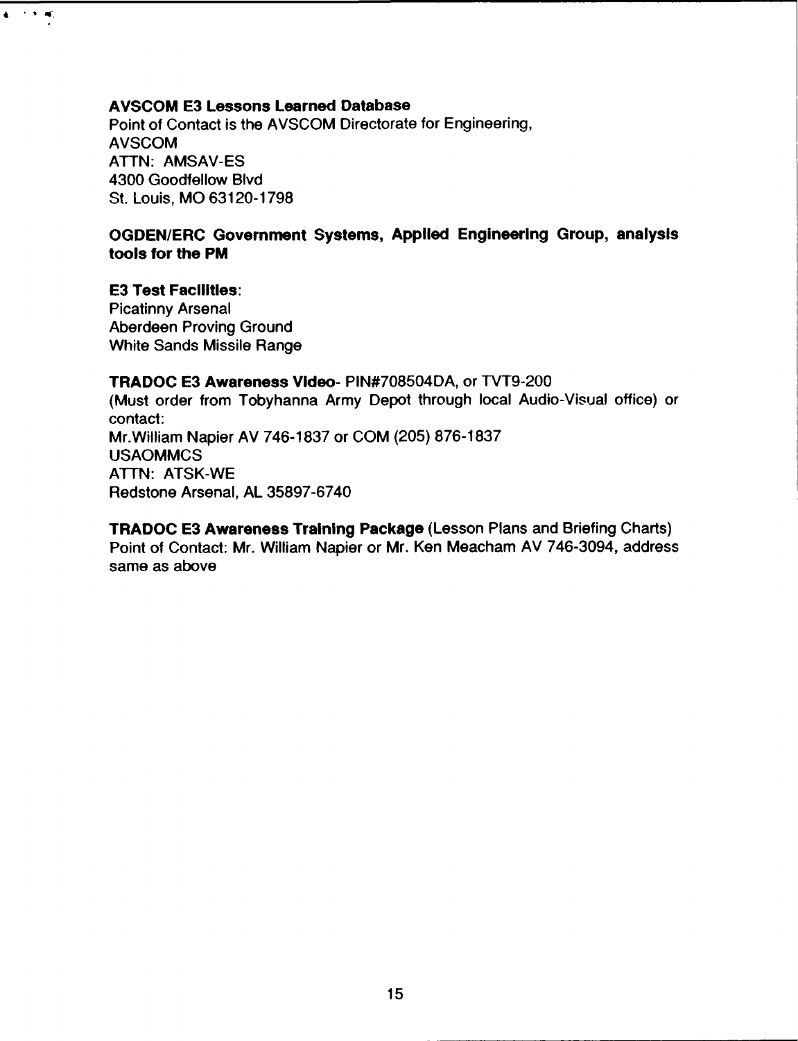**AVSCOM E3 Lessons Learned Database**
Point of Contact is the AVSCOM Directorate for Engineering,
AVSCOM
ATTN: AMSAV-ES
4300 Goodfellow Blvd
St. Louis, MO 63120-1798

**OGDEN/ERC Government Systems, Applied Engineering Group, analysis tools for the PM**

**E3 Test Facilities**:
Picatinny Arsenal
Aberdeen Proving Ground
White Sands Missile Range

**TRADOC E3 Awareness Video**- PIN#708504DA, or TVT9-200
(Must order from Tobyhanna Army Depot through local Audio-Visual office) or contact:
Mr.William Napier AV 746-1837 or COM (205) 876-1837
USAOMMCS
ATTN: ATSK-WE
Redstone Arsenal, AL 35897-6740

**TRADOC E3 Awareness Training Package** (Lesson Plans and Briefing Charts)
Point of Contact: Mr. William Napier or Mr. Ken Meacham AV 746-3094, address same as above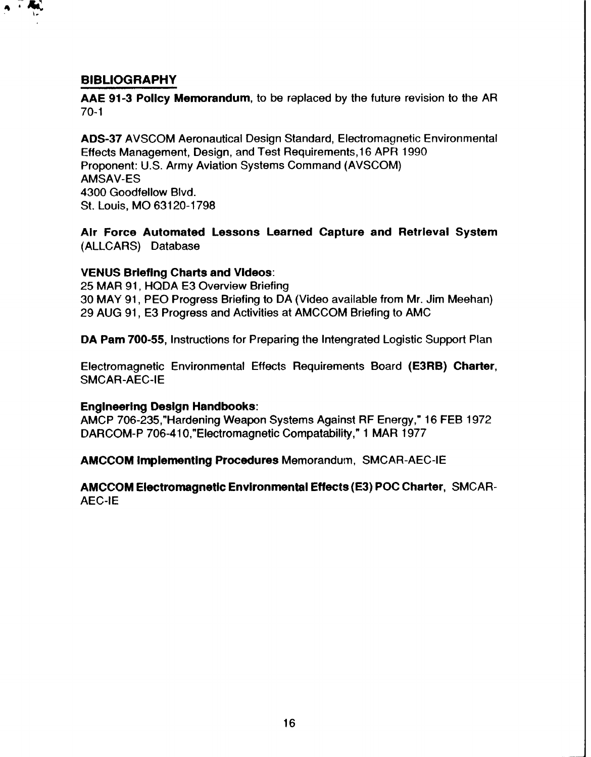## BIBLIOGRAPHY

**AAE 91-3 Policy Memorandum**, to be replaced by the future revision to the AR 70-1

**ADS-37** AVSCOM Aeronautical Design Standard, Electromagnetic Environmental Effects Management, Design, and Test Requirements,16 APR 1990
Proponent: U.S. Army Aviation Systems Command (AVSCOM)
AMSAV-ES
4300 Goodfellow Blvd.
St. Louis, MO 63120-1798

**Air Force Automated Lessons Learned Capture and Retrieval System** (ALLCARS) Database

**VENUS Briefing Charts and Videos**:
25 MAR 91, HQDA E3 Overview Briefing
30 MAY 91, PEO Progress Briefing to DA (Video available from Mr. Jim Meehan)
29 AUG 91, E3 Progress and Activities at AMCCOM Briefing to AMC

**DA Pam 700-55**, Instructions for Preparing the Intengrated Logistic Support Plan

Electromagnetic Environmental Effects Requirements Board **(E3RB) Charter**, SMCAR-AEC-IE

**Engineering Design Handbooks**:
AMCP 706-235,"Hardening Weapon Systems Against RF Energy," 16 FEB 1972
DARCOM-P 706-410,"Electromagnetic Compatability," 1 MAR 1977

**AMCCOM Implementing Procedures** Memorandum, SMCAR-AEC-IE

**AMCCOM Electromagnetic Environmental Effects (E3) POC Charter**, SMCAR-AEC-IE